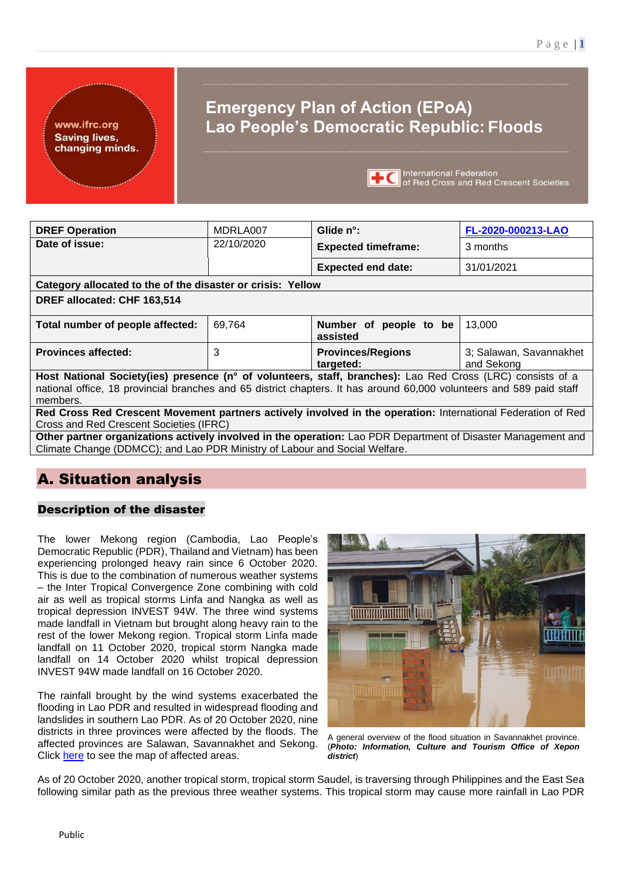# Emergency Plan of Action (EPoA)
# Lao People's Democratic Republic: Floods

| **DREF Operation** | MDRLA007 | **Glide n°:** | FL-2020-000213-LAO |
|---|---|---|---|
| **Date of issue:** | 22/10/2020 | **Expected timeframe:** | 3 months |
| | | **Expected end date:** | 31/01/2021 |
| **Category allocated to the of the disaster or crisis: Yellow** | | | |
| **DREF allocated: CHF 163,514** | | | |
| **Total number of people affected:** | 69,764 | **Number of people to be assisted** | 13,000 |
| **Provinces affected:** | 3 | **Provinces/Regions targeted:** | 3; Salawan, Savannakhet and Sekong |
| **Host National Society(ies) presence (n° of volunteers, staff, branches):** Lao Red Cross (LRC) consists of a national office, 18 provincial branches and 65 district chapters. It has around 60,000 volunteers and 589 paid staff members. | | | |
| **Red Cross Red Crescent Movement partners actively involved in the operation:** International Federation of Red Cross and Red Crescent Societies (IFRC) | | | |
| **Other partner organizations actively involved in the operation:** Lao PDR Department of Disaster Management and Climate Change (DDMCC); and Lao PDR Ministry of Labour and Social Welfare. | | | |

## A. Situation analysis

### Description of the disaster

The lower Mekong region (Cambodia, Lao People's Democratic Republic (PDR), Thailand and Vietnam) has been experiencing prolonged heavy rain since 6 October 2020. This is due to the combination of numerous weather systems – the Inter Tropical Convergence Zone combining with cold air as well as tropical storms Linfa and Nangka as well as tropical depression INVEST 94W. The three wind systems made landfall in Vietnam but brought along heavy rain to the rest of the lower Mekong region. Tropical storm Linfa made landfall on 11 October 2020, tropical storm Nangka made landfall on 14 October 2020 whilst tropical depression INVEST 94W made landfall on 16 October 2020.

The rainfall brought by the wind systems exacerbated the flooding in Lao PDR and resulted in widespread flooding and landslides in southern Lao PDR. As of 20 October 2020, nine districts in three provinces were affected by the floods. The affected provinces are Salawan, Savannakhet and Sekong. Click here to see the map of affected areas.

A general overview of the flood situation in Savannakhet province. (*Photo: Information, Culture and Tourism Office of Xepon district*)

As of 20 October 2020, another tropical storm, tropical storm Saudel, is traversing through Philippines and the East Sea following similar path as the previous three weather systems. This tropical storm may cause more rainfall in Lao PDR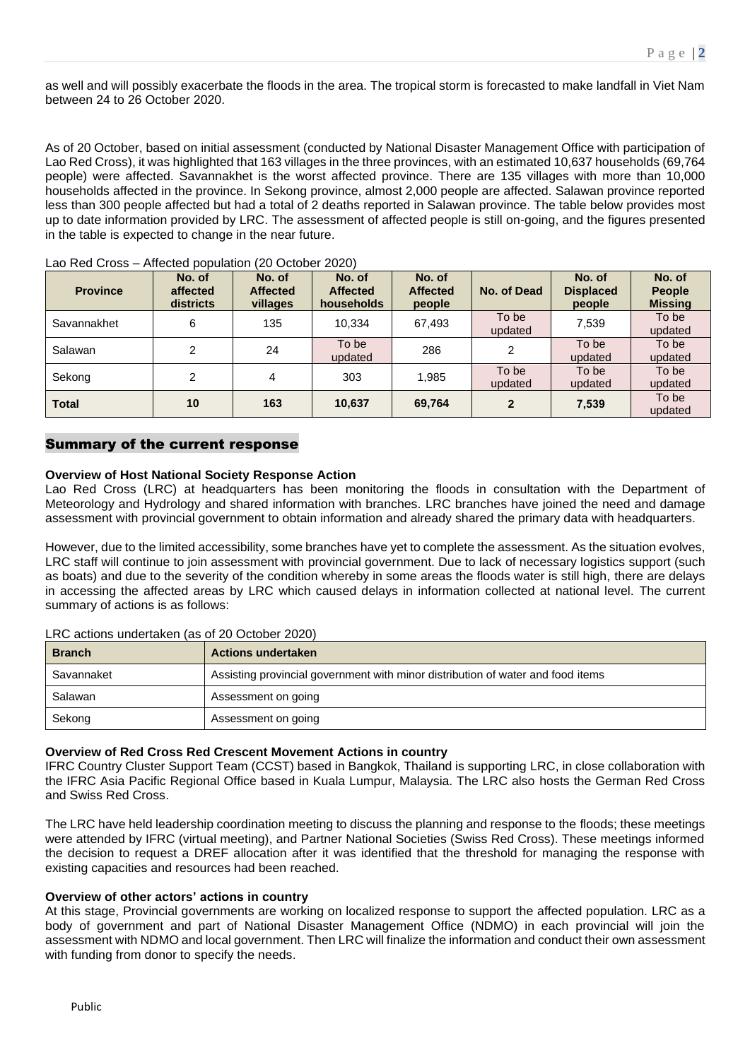as well and will possibly exacerbate the floods in the area. The tropical storm is forecasted to make landfall in Viet Nam between 24 to 26 October 2020.

As of 20 October, based on initial assessment (conducted by National Disaster Management Office with participation of Lao Red Cross), it was highlighted that 163 villages in the three provinces, with an estimated 10,637 households (69,764 people) were affected. Savannakhet is the worst affected province. There are 135 villages with more than 10,000 households affected in the province. In Sekong province, almost 2,000 people are affected. Salawan province reported less than 300 people affected but had a total of 2 deaths reported in Salawan province. The table below provides most up to date information provided by LRC. The assessment of affected people is still on-going, and the figures presented in the table is expected to change in the near future.

Lao Red Cross – Affected population (20 October 2020)

| Province | No. of affected districts | No. of Affected villages | No. of Affected households | No. of Affected people | No. of Dead | No. of Displaced people | No. of People Missing |
|---|---|---|---|---|---|---|---|
| Savannakhet | 6 | 135 | 10,334 | 67,493 | To be updated | 7,539 | To be updated |
| Salawan | 2 | 24 | To be updated | 286 | 2 | To be updated | To be updated |
| Sekong | 2 | 4 | 303 | 1,985 | To be updated | To be updated | To be updated |
| **Total** | **10** | **163** | **10,637** | **69,764** | **2** | **7,539** | To be updated |

## Summary of the current response

**Overview of Host National Society Response Action**

Lao Red Cross (LRC) at headquarters has been monitoring the floods in consultation with the Department of Meteorology and Hydrology and shared information with branches. LRC branches have joined the need and damage assessment with provincial government to obtain information and already shared the primary data with headquarters.

However, due to the limited accessibility, some branches have yet to complete the assessment. As the situation evolves, LRC staff will continue to join assessment with provincial government. Due to lack of necessary logistics support (such as boats) and due to the severity of the condition whereby in some areas the floods water is still high, there are delays in accessing the affected areas by LRC which caused delays in information collected at national level. The current summary of actions is as follows:

LRC actions undertaken (as of 20 October 2020)

| Branch | Actions undertaken |
|---|---|
| Savannaket | Assisting provincial government with minor distribution of water and food items |
| Salawan | Assessment on going |
| Sekong | Assessment on going |

**Overview of Red Cross Red Crescent Movement Actions in country**

IFRC Country Cluster Support Team (CCST) based in Bangkok, Thailand is supporting LRC, in close collaboration with the IFRC Asia Pacific Regional Office based in Kuala Lumpur, Malaysia. The LRC also hosts the German Red Cross and Swiss Red Cross.

The LRC have held leadership coordination meeting to discuss the planning and response to the floods; these meetings were attended by IFRC (virtual meeting), and Partner National Societies (Swiss Red Cross). These meetings informed the decision to request a DREF allocation after it was identified that the threshold for managing the response with existing capacities and resources had been reached.

**Overview of other actors' actions in country**

At this stage, Provincial governments are working on localized response to support the affected population. LRC as a body of government and part of National Disaster Management Office (NDMO) in each provincial will join the assessment with NDMO and local government. Then LRC will finalize the information and conduct their own assessment with funding from donor to specify the needs.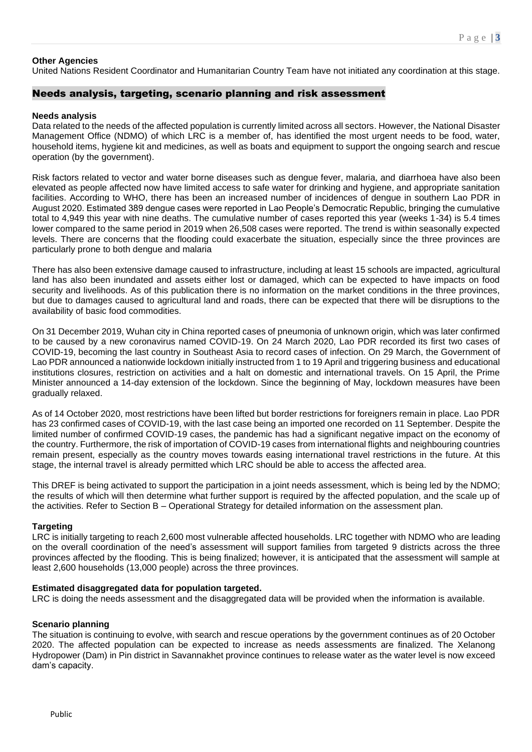**Other Agencies**

United Nations Resident Coordinator and Humanitarian Country Team have not initiated any coordination at this stage.

## Needs analysis, targeting, scenario planning and risk assessment

**Needs analysis**

Data related to the needs of the affected population is currently limited across all sectors. However, the National Disaster Management Office (NDMO) of which LRC is a member of, has identified the most urgent needs to be food, water, household items, hygiene kit and medicines, as well as boats and equipment to support the ongoing search and rescue operation (by the government).

Risk factors related to vector and water borne diseases such as dengue fever, malaria, and diarrhoea have also been elevated as people affected now have limited access to safe water for drinking and hygiene, and appropriate sanitation facilities. According to WHO, there has been an increased number of incidences of dengue in southern Lao PDR in August 2020. Estimated 389 dengue cases were reported in Lao People's Democratic Republic, bringing the cumulative total to 4,949 this year with nine deaths. The cumulative number of cases reported this year (weeks 1-34) is 5.4 times lower compared to the same period in 2019 when 26,508 cases were reported. The trend is within seasonally expected levels. There are concerns that the flooding could exacerbate the situation, especially since the three provinces are particularly prone to both dengue and malaria

There has also been extensive damage caused to infrastructure, including at least 15 schools are impacted, agricultural land has also been inundated and assets either lost or damaged, which can be expected to have impacts on food security and livelihoods. As of this publication there is no information on the market conditions in the three provinces, but due to damages caused to agricultural land and roads, there can be expected that there will be disruptions to the availability of basic food commodities.

On 31 December 2019, Wuhan city in China reported cases of pneumonia of unknown origin, which was later confirmed to be caused by a new coronavirus named COVID-19. On 24 March 2020, Lao PDR recorded its first two cases of COVID-19, becoming the last country in Southeast Asia to record cases of infection. On 29 March, the Government of Lao PDR announced a nationwide lockdown initially instructed from 1 to 19 April and triggering business and educational institutions closures, restriction on activities and a halt on domestic and international travels. On 15 April, the Prime Minister announced a 14-day extension of the lockdown. Since the beginning of May, lockdown measures have been gradually relaxed.

As of 14 October 2020, most restrictions have been lifted but border restrictions for foreigners remain in place. Lao PDR has 23 confirmed cases of COVID-19, with the last case being an imported one recorded on 11 September. Despite the limited number of confirmed COVID-19 cases, the pandemic has had a significant negative impact on the economy of the country. Furthermore, the risk of importation of COVID-19 cases from international flights and neighbouring countries remain present, especially as the country moves towards easing international travel restrictions in the future. At this stage, the internal travel is already permitted which LRC should be able to access the affected area.

This DREF is being activated to support the participation in a joint needs assessment, which is being led by the NDMO; the results of which will then determine what further support is required by the affected population, and the scale up of the activities. Refer to Section B – Operational Strategy for detailed information on the assessment plan.

**Targeting**

LRC is initially targeting to reach 2,600 most vulnerable affected households. LRC together with NDMO who are leading on the overall coordination of the need's assessment will support families from targeted 9 districts across the three provinces affected by the flooding. This is being finalized; however, it is anticipated that the assessment will sample at least 2,600 households (13,000 people) across the three provinces.

**Estimated disaggregated data for population targeted.**

LRC is doing the needs assessment and the disaggregated data will be provided when the information is available.

**Scenario planning**

The situation is continuing to evolve, with search and rescue operations by the government continues as of 20 October 2020. The affected population can be expected to increase as needs assessments are finalized. The Xelanong Hydropower (Dam) in Pin district in Savannakhet province continues to release water as the water level is now exceed dam's capacity.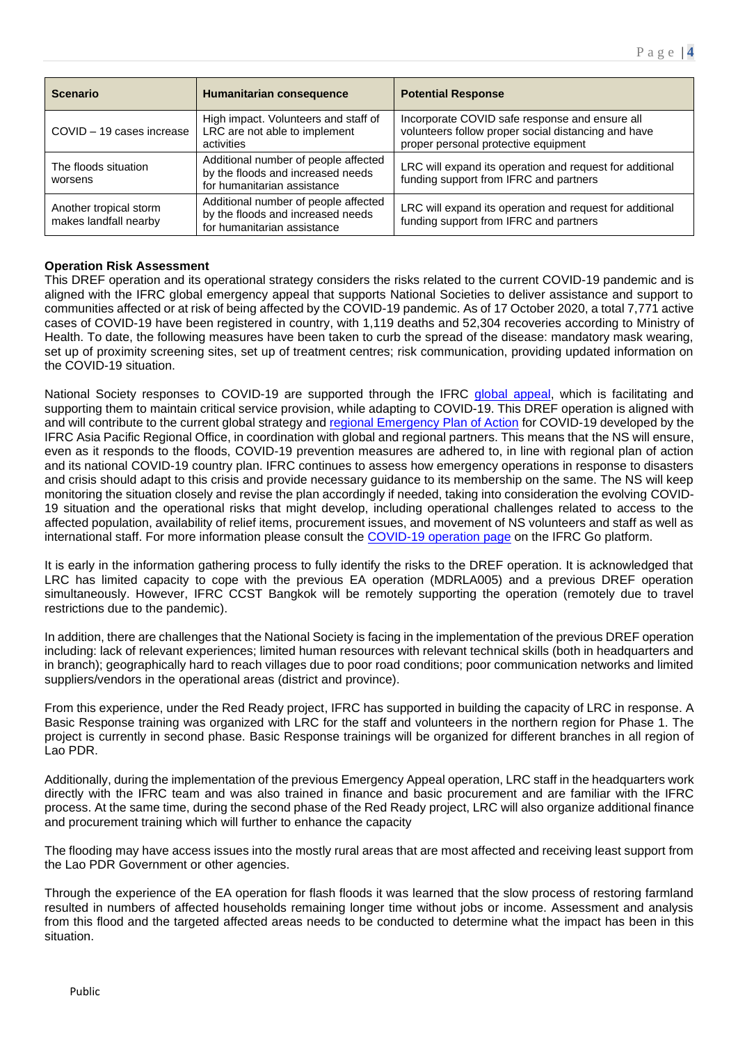| Scenario | Humanitarian consequence | Potential Response |
|---|---|---|
| COVID – 19 cases increase | High impact. Volunteers and staff of LRC are not able to implement activities | Incorporate COVID safe response and ensure all volunteers follow proper social distancing and have proper personal protective equipment |
| The floods situation worsens | Additional number of people affected by the floods and increased needs for humanitarian assistance | LRC will expand its operation and request for additional funding support from IFRC and partners |
| Another tropical storm makes landfall nearby | Additional number of people affected by the floods and increased needs for humanitarian assistance | LRC will expand its operation and request for additional funding support from IFRC and partners |

**Operation Risk Assessment**

This DREF operation and its operational strategy considers the risks related to the current COVID-19 pandemic and is aligned with the IFRC global emergency appeal that supports National Societies to deliver assistance and support to communities affected or at risk of being affected by the COVID-19 pandemic. As of 17 October 2020, a total 7,771 active cases of COVID-19 have been registered in country, with 1,119 deaths and 52,304 recoveries according to Ministry of Health. To date, the following measures have been taken to curb the spread of the disease: mandatory mask wearing, set up of proximity screening sites, set up of treatment centres; risk communication, providing updated information on the COVID-19 situation.

National Society responses to COVID-19 are supported through the IFRC global appeal, which is facilitating and supporting them to maintain critical service provision, while adapting to COVID-19. This DREF operation is aligned with and will contribute to the current global strategy and regional Emergency Plan of Action for COVID-19 developed by the IFRC Asia Pacific Regional Office, in coordination with global and regional partners. This means that the NS will ensure, even as it responds to the floods, COVID-19 prevention measures are adhered to, in line with regional plan of action and its national COVID-19 country plan. IFRC continues to assess how emergency operations in response to disasters and crisis should adapt to this crisis and provide necessary guidance to its membership on the same. The NS will keep monitoring the situation closely and revise the plan accordingly if needed, taking into consideration the evolving COVID-19 situation and the operational risks that might develop, including operational challenges related to access to the affected population, availability of relief items, procurement issues, and movement of NS volunteers and staff as well as international staff. For more information please consult the COVID-19 operation page on the IFRC Go platform.

It is early in the information gathering process to fully identify the risks to the DREF operation. It is acknowledged that LRC has limited capacity to cope with the previous EA operation (MDRLA005) and a previous DREF operation simultaneously. However, IFRC CCST Bangkok will be remotely supporting the operation (remotely due to travel restrictions due to the pandemic).

In addition, there are challenges that the National Society is facing in the implementation of the previous DREF operation including: lack of relevant experiences; limited human resources with relevant technical skills (both in headquarters and in branch); geographically hard to reach villages due to poor road conditions; poor communication networks and limited suppliers/vendors in the operational areas (district and province).

From this experience, under the Red Ready project, IFRC has supported in building the capacity of LRC in response. A Basic Response training was organized with LRC for the staff and volunteers in the northern region for Phase 1. The project is currently in second phase. Basic Response trainings will be organized for different branches in all region of Lao PDR.

Additionally, during the implementation of the previous Emergency Appeal operation, LRC staff in the headquarters work directly with the IFRC team and was also trained in finance and basic procurement and are familiar with the IFRC process. At the same time, during the second phase of the Red Ready project, LRC will also organize additional finance and procurement training which will further to enhance the capacity

The flooding may have access issues into the mostly rural areas that are most affected and receiving least support from the Lao PDR Government or other agencies.

Through the experience of the EA operation for flash floods it was learned that the slow process of restoring farmland resulted in numbers of affected households remaining longer time without jobs or income. Assessment and analysis from this flood and the targeted affected areas needs to be conducted to determine what the impact has been in this situation.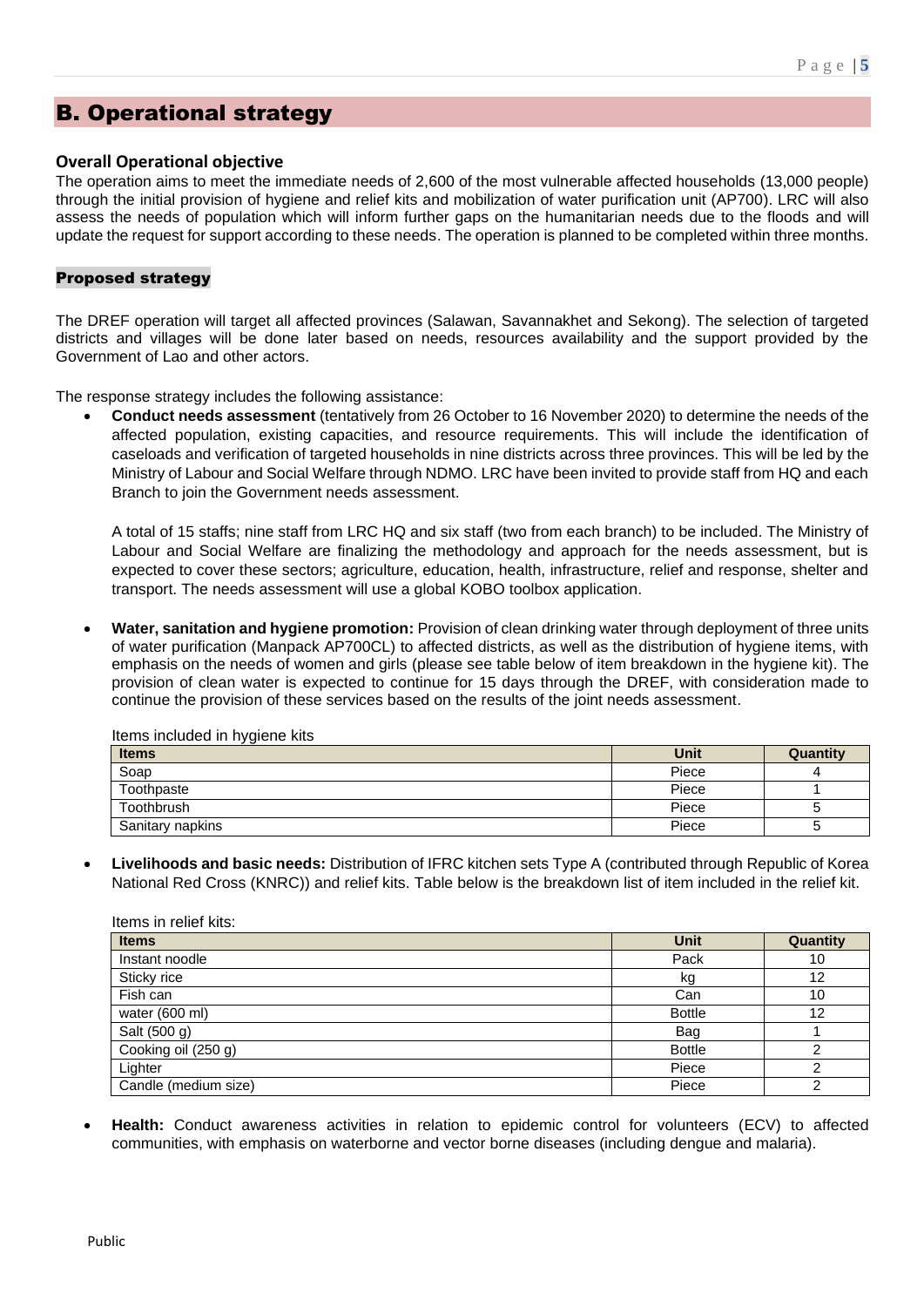## B. Operational strategy

### Overall Operational objective

The operation aims to meet the immediate needs of 2,600 of the most vulnerable affected households (13,000 people) through the initial provision of hygiene and relief kits and mobilization of water purification unit (AP700). LRC will also assess the needs of population which will inform further gaps on the humanitarian needs due to the floods and will update the request for support according to these needs. The operation is planned to be completed within three months.

### Proposed strategy

The DREF operation will target all affected provinces (Salawan, Savannakhet and Sekong). The selection of targeted districts and villages will be done later based on needs, resources availability and the support provided by the Government of Lao and other actors.

The response strategy includes the following assistance:

- **Conduct needs assessment** (tentatively from 26 October to 16 November 2020) to determine the needs of the affected population, existing capacities, and resource requirements. This will include the identification of caseloads and verification of targeted households in nine districts across three provinces. This will be led by the Ministry of Labour and Social Welfare through NDMO. LRC have been invited to provide staff from HQ and each Branch to join the Government needs assessment.

  A total of 15 staffs; nine staff from LRC HQ and six staff (two from each branch) to be included. The Ministry of Labour and Social Welfare are finalizing the methodology and approach for the needs assessment, but is expected to cover these sectors; agriculture, education, health, infrastructure, relief and response, shelter and transport. The needs assessment will use a global KOBO toolbox application.

- **Water, sanitation and hygiene promotion:** Provision of clean drinking water through deployment of three units of water purification (Manpack AP700CL) to affected districts, as well as the distribution of hygiene items, with emphasis on the needs of women and girls (please see table below of item breakdown in the hygiene kit). The provision of clean water is expected to continue for 15 days through the DREF, with consideration made to continue the provision of these services based on the results of the joint needs assessment.

  Items included in hygiene kits

  | Items | Unit | Quantity |
  |---|---|---|
  | Soap | Piece | 4 |
  | Toothpaste | Piece | 1 |
  | Toothbrush | Piece | 5 |
  | Sanitary napkins | Piece | 5 |

- **Livelihoods and basic needs:** Distribution of IFRC kitchen sets Type A (contributed through Republic of Korea National Red Cross (KNRC)) and relief kits. Table below is the breakdown list of item included in the relief kit.

  Items in relief kits:

  | Items | Unit | Quantity |
  |---|---|---|
  | Instant noodle | Pack | 10 |
  | Sticky rice | kg | 12 |
  | Fish can | Can | 10 |
  | water (600 ml) | Bottle | 12 |
  | Salt (500 g) | Bag | 1 |
  | Cooking oil (250 g) | Bottle | 2 |
  | Lighter | Piece | 2 |
  | Candle (medium size) | Piece | 2 |

- **Health:** Conduct awareness activities in relation to epidemic control for volunteers (ECV) to affected communities, with emphasis on waterborne and vector borne diseases (including dengue and malaria).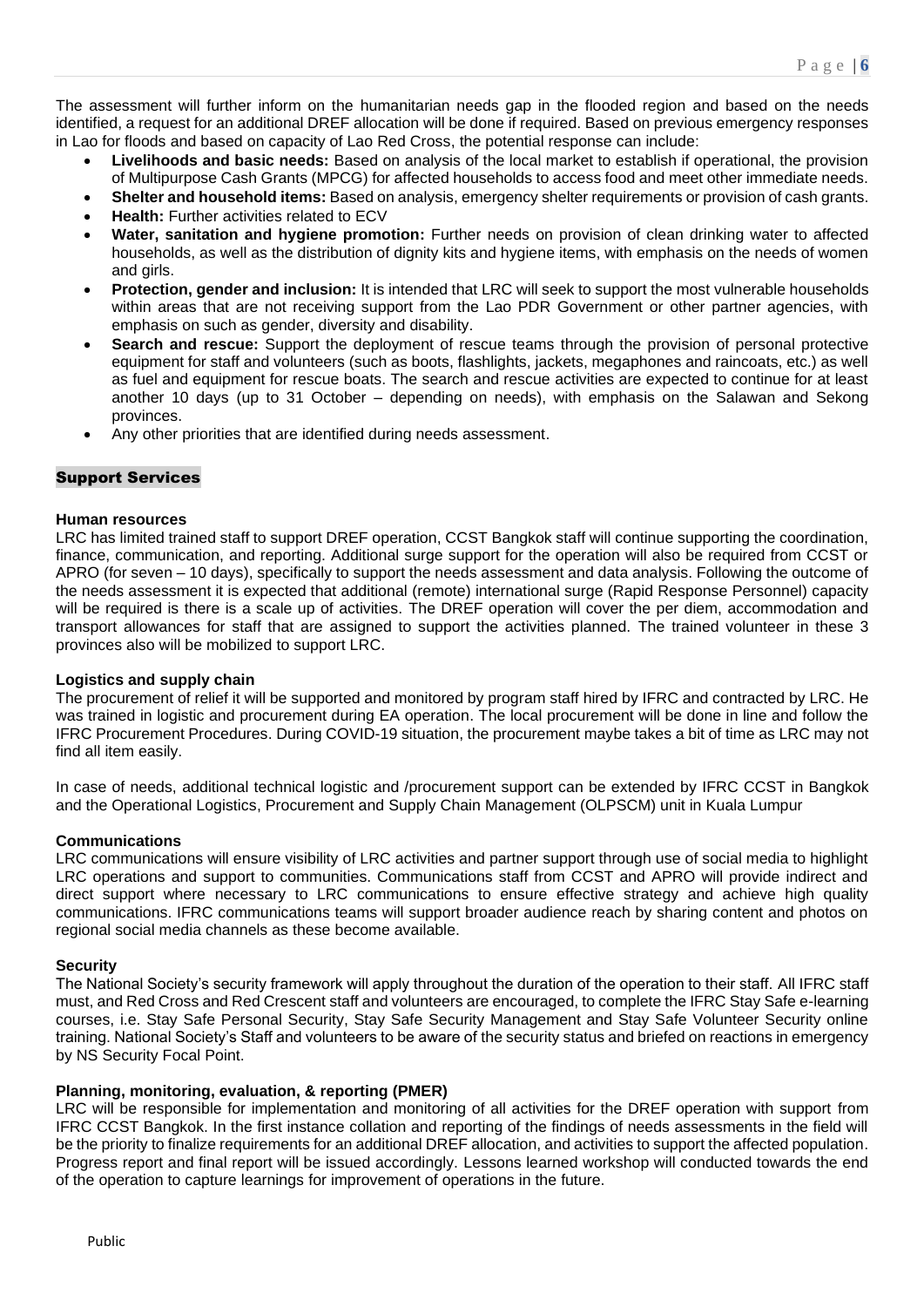The assessment will further inform on the humanitarian needs gap in the flooded region and based on the needs identified, a request for an additional DREF allocation will be done if required. Based on previous emergency responses in Lao for floods and based on capacity of Lao Red Cross, the potential response can include:

- **Livelihoods and basic needs:** Based on analysis of the local market to establish if operational, the provision of Multipurpose Cash Grants (MPCG) for affected households to access food and meet other immediate needs.
- **Shelter and household items:** Based on analysis, emergency shelter requirements or provision of cash grants.
- **Health:** Further activities related to ECV
- **Water, sanitation and hygiene promotion:** Further needs on provision of clean drinking water to affected households, as well as the distribution of dignity kits and hygiene items, with emphasis on the needs of women and girls.
- **Protection, gender and inclusion:** It is intended that LRC will seek to support the most vulnerable households within areas that are not receiving support from the Lao PDR Government or other partner agencies, with emphasis on such as gender, diversity and disability.
- **Search and rescue:** Support the deployment of rescue teams through the provision of personal protective equipment for staff and volunteers (such as boots, flashlights, jackets, megaphones and raincoats, etc.) as well as fuel and equipment for rescue boats. The search and rescue activities are expected to continue for at least another 10 days (up to 31 October – depending on needs), with emphasis on the Salawan and Sekong provinces.
- Any other priorities that are identified during needs assessment.

## Support Services

### Human resources

LRC has limited trained staff to support DREF operation, CCST Bangkok staff will continue supporting the coordination, finance, communication, and reporting. Additional surge support for the operation will also be required from CCST or APRO (for seven – 10 days), specifically to support the needs assessment and data analysis. Following the outcome of the needs assessment it is expected that additional (remote) international surge (Rapid Response Personnel) capacity will be required is there is a scale up of activities. The DREF operation will cover the per diem, accommodation and transport allowances for staff that are assigned to support the activities planned. The trained volunteer in these 3 provinces also will be mobilized to support LRC.

### Logistics and supply chain

The procurement of relief it will be supported and monitored by program staff hired by IFRC and contracted by LRC. He was trained in logistic and procurement during EA operation. The local procurement will be done in line and follow the IFRC Procurement Procedures. During COVID-19 situation, the procurement maybe takes a bit of time as LRC may not find all item easily.

In case of needs, additional technical logistic and /procurement support can be extended by IFRC CCST in Bangkok and the Operational Logistics, Procurement and Supply Chain Management (OLPSCM) unit in Kuala Lumpur

### Communications

LRC communications will ensure visibility of LRC activities and partner support through use of social media to highlight LRC operations and support to communities. Communications staff from CCST and APRO will provide indirect and direct support where necessary to LRC communications to ensure effective strategy and achieve high quality communications. IFRC communications teams will support broader audience reach by sharing content and photos on regional social media channels as these become available.

### Security

The National Society's security framework will apply throughout the duration of the operation to their staff. All IFRC staff must, and Red Cross and Red Crescent staff and volunteers are encouraged, to complete the IFRC Stay Safe e-learning courses, i.e. Stay Safe Personal Security, Stay Safe Security Management and Stay Safe Volunteer Security online training. National Society's Staff and volunteers to be aware of the security status and briefed on reactions in emergency by NS Security Focal Point.

### Planning, monitoring, evaluation, & reporting (PMER)

LRC will be responsible for implementation and monitoring of all activities for the DREF operation with support from IFRC CCST Bangkok. In the first instance collation and reporting of the findings of needs assessments in the field will be the priority to finalize requirements for an additional DREF allocation, and activities to support the affected population. Progress report and final report will be issued accordingly. Lessons learned workshop will conducted towards the end of the operation to capture learnings for improvement of operations in the future.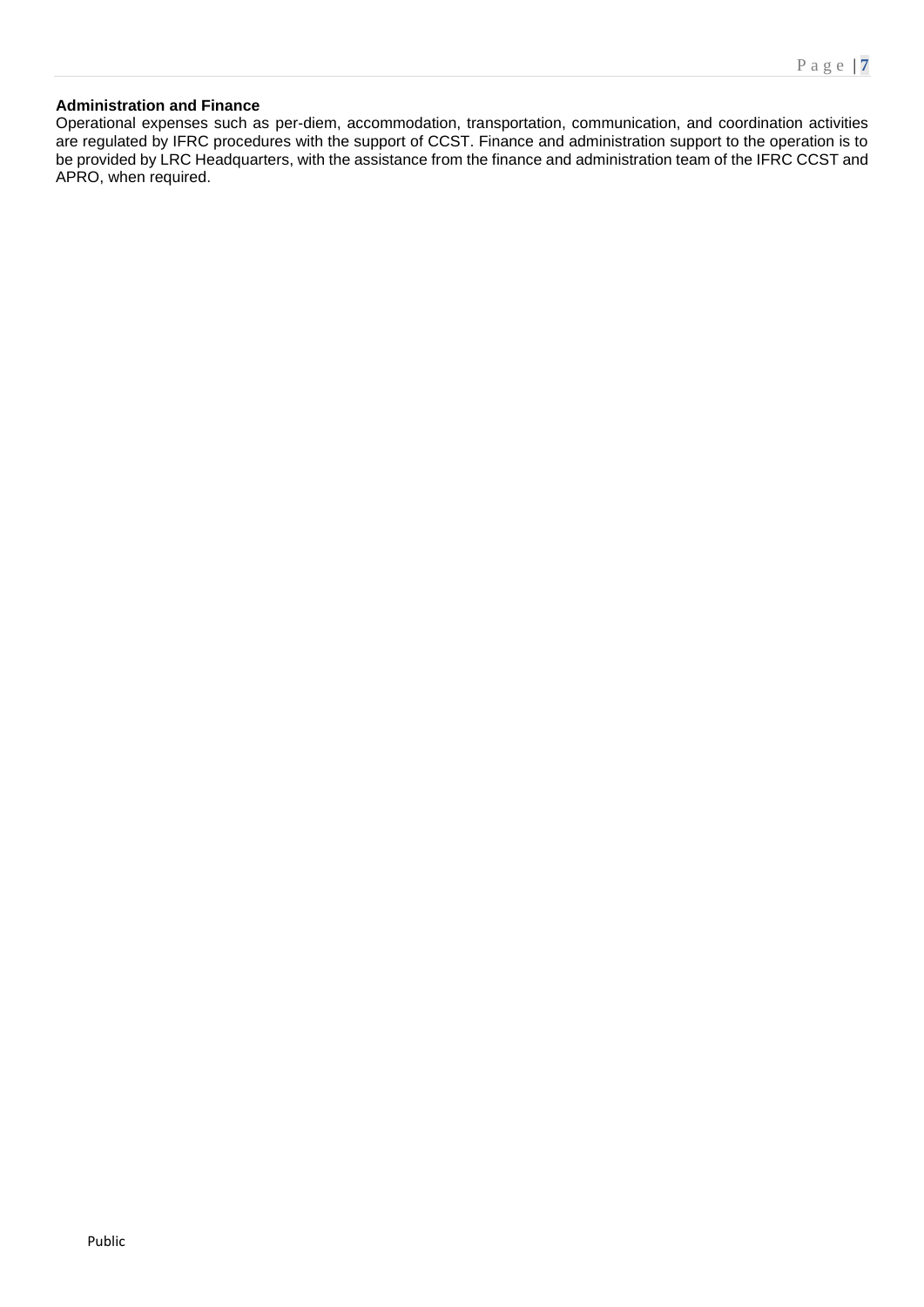**Administration and Finance**

Operational expenses such as per-diem, accommodation, transportation, communication, and coordination activities are regulated by IFRC procedures with the support of CCST. Finance and administration support to the operation is to be provided by LRC Headquarters, with the assistance from the finance and administration team of the IFRC CCST and APRO, when required.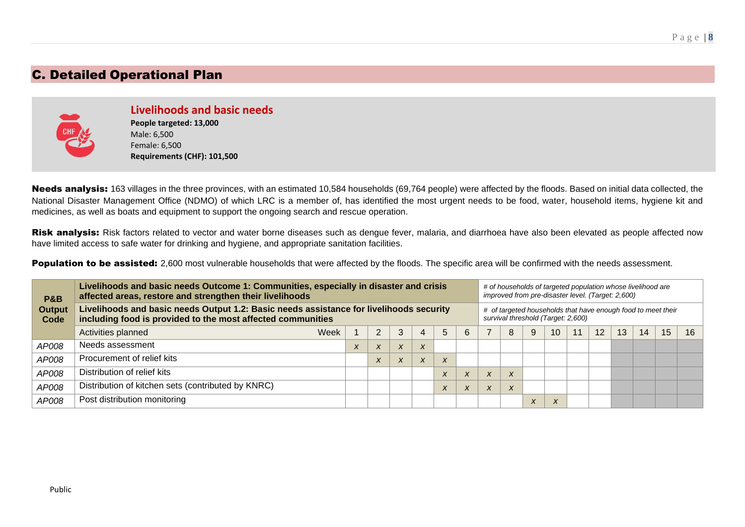## C. Detailed Operational Plan

### Livelihoods and basic needs

**People targeted: 13,000**
Male: 6,500
Female: 6,500
**Requirements (CHF): 101,500**

**Needs analysis:** 163 villages in the three provinces, with an estimated 10,584 households (69,764 people) were affected by the floods. Based on initial data collected, the National Disaster Management Office (NDMO) of which LRC is a member of, has identified the most urgent needs to be food, water, household items, hygiene kit and medicines, as well as boats and equipment to support the ongoing search and rescue operation.

**Risk analysis:** Risk factors related to vector and water borne diseases such as dengue fever, malaria, and diarrhoea have also been elevated as people affected now have limited access to safe water for drinking and hygiene, and appropriate sanitation facilities.

**Population to be assisted:** 2,600 most vulnerable households that were affected by the floods. The specific area will be confirmed with the needs assessment.

| P&B Output Code | **Livelihoods and basic needs Outcome 1: Communities, especially in disaster and crisis affected areas, restore and strengthen their livelihoods** | | | | | | | *# of households of targeted population whose livelihood are improved from pre-disaster level. (Target: 2,600)* | | | | | | | | | |
|---|---|---|---|---|---|---|---|---|---|---|---|---|---|---|---|---|---|
| | **Livelihoods and basic needs Output 1.2: Basic needs assistance for livelihoods security including food is provided to the most affected communities** | | | | | | | *# of targeted households that have enough food to meet their survival threshold (Target: 2,600)* | | | | | | | | | |
| | Activities planned Week | 1 | 2 | 3 | 4 | 5 | 6 | 7 | 8 | 9 | 10 | 11 | 12 | 13 | 14 | 15 | 16 |
| *AP008* | Needs assessment | *x* | *x* | *x* | *x* | | | | | | | | | | | | |
| *AP008* | Procurement of relief kits | | *x* | *x* | *x* | *x* | | | | | | | | | | | |
| *AP008* | Distribution of relief kits | | | | | *x* | *x* | *x* | *x* | | | | | | | | |
| *AP008* | Distribution of kitchen sets (contributed by KNRC) | | | | | *x* | *x* | *x* | *x* | | | | | | | | |
| *AP008* | Post distribution monitoring | | | | | | | | | *x* | *x* | | | | | | |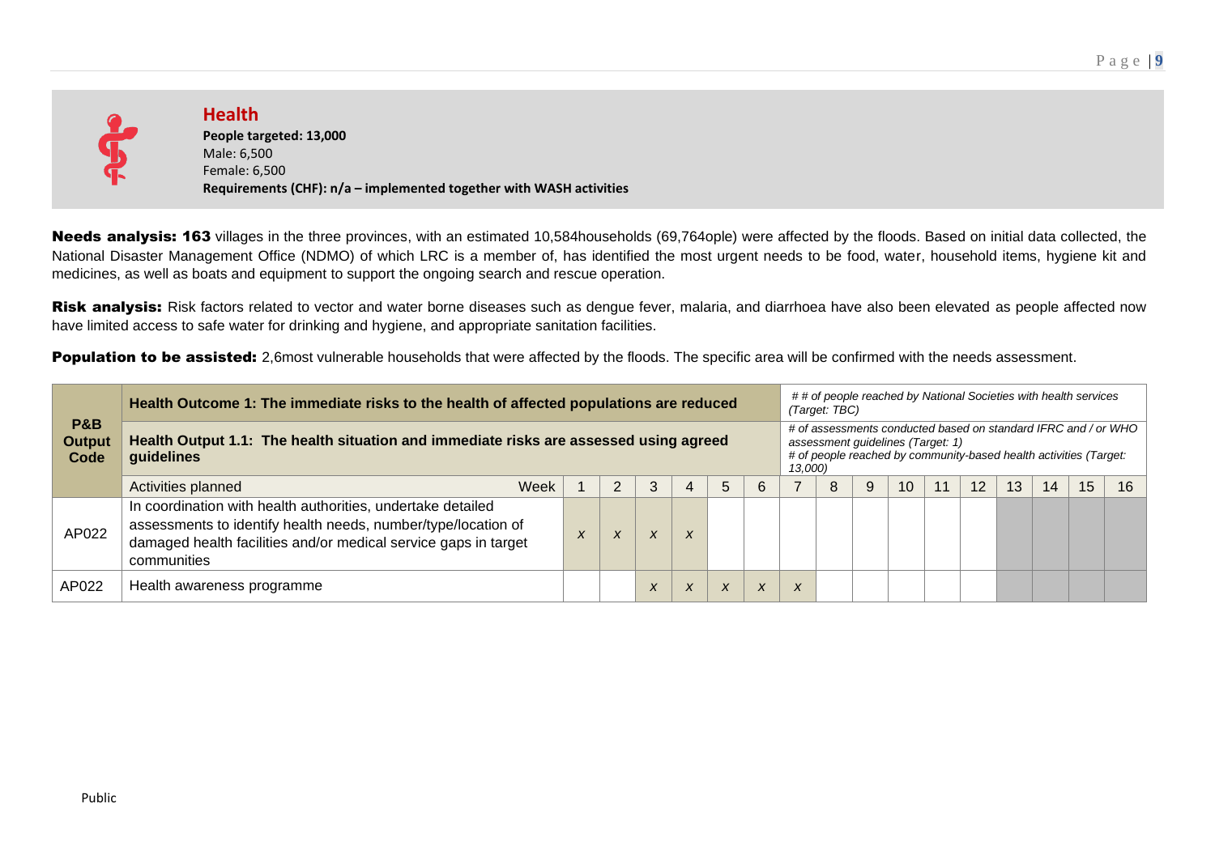## Health

**People targeted: 13,000**
Male: 6,500
Female: 6,500
**Requirements (CHF): n/a – implemented together with WASH activities**

**Needs analysis: 163** villages in the three provinces, with an estimated 10,584households (69,764ople) were affected by the floods. Based on initial data collected, the National Disaster Management Office (NDMO) of which LRC is a member of, has identified the most urgent needs to be food, water, household items, hygiene kit and medicines, as well as boats and equipment to support the ongoing search and rescue operation.

**Risk analysis:** Risk factors related to vector and water borne diseases such as dengue fever, malaria, and diarrhoea have also been elevated as people affected now have limited access to safe water for drinking and hygiene, and appropriate sanitation facilities.

**Population to be assisted:** 2,6most vulnerable households that were affected by the floods. The specific area will be confirmed with the needs assessment.

| P&B Output Code | **Health Outcome 1: The immediate risks to the health of affected populations are reduced** | | | | | | | *# # of people reached by National Societies with health services (Target: TBC)* | | | | | | | | | |
|---|---|---|---|---|---|---|---|---|---|---|---|---|---|---|---|---|---|
| | **Health Output 1.1: The health situation and immediate risks are assessed using agreed guidelines** | | | | | | | *# of assessments conducted based on standard IFRC and / or WHO assessment guidelines (Target: 1)*<br>*# of people reached by community-based health activities (Target: 13,000)* | | | | | | | | | |
| | Activities planned Week | 1 | 2 | 3 | 4 | 5 | 6 | 7 | 8 | 9 | 10 | 11 | 12 | 13 | 14 | 15 | 16 |
| AP022 | In coordination with health authorities, undertake detailed assessments to identify health needs, number/type/location of damaged health facilities and/or medical service gaps in target communities | x | x | x | x | | | | | | | | | | | | |
| AP022 | Health awareness programme | | | x | x | x | x | x | | | | | | | | | |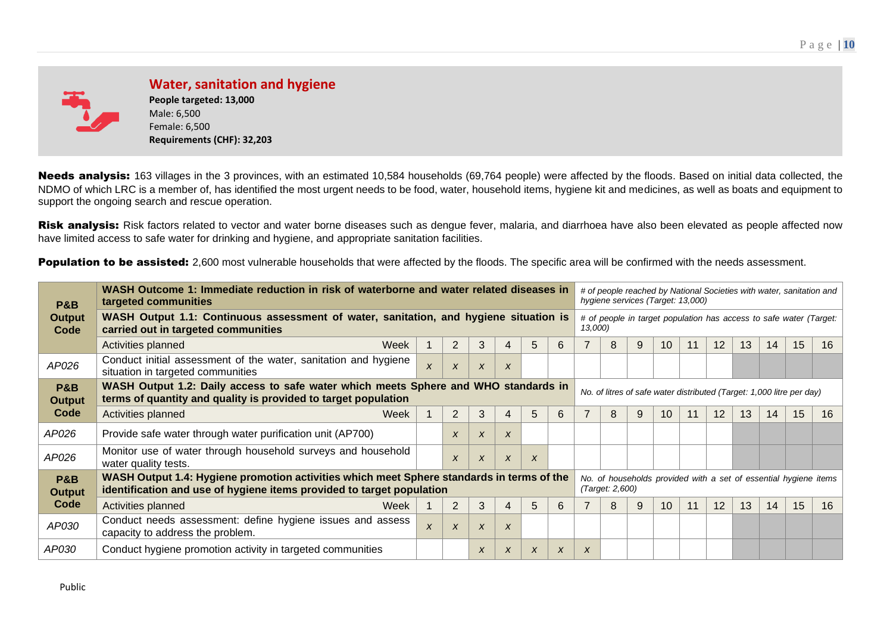## Water, sanitation and hygiene

**People targeted: 13,000**
Male: 6,500
Female: 6,500
**Requirements (CHF): 32,203**

**Needs analysis:** 163 villages in the 3 provinces, with an estimated 10,584 households (69,764 people) were affected by the floods. Based on initial data collected, the NDMO of which LRC is a member of, has identified the most urgent needs to be food, water, household items, hygiene kit and medicines, as well as boats and equipment to support the ongoing search and rescue operation.

**Risk analysis:** Risk factors related to vector and water borne diseases such as dengue fever, malaria, and diarrhoea have also been elevated as people affected now have limited access to safe water for drinking and hygiene, and appropriate sanitation facilities.

**Population to be assisted:** 2,600 most vulnerable households that were affected by the floods. The specific area will be confirmed with the needs assessment.

| P&B Output Code | | | | | | | | | | | | | | | | | |
|---|---|---|---|---|---|---|---|---|---|---|---|---|---|---|---|---|---|
| **P&B Output Code** | **WASH Outcome 1: Immediate reduction in risk of waterborne and water related diseases in targeted communities** | | | | | | | *# of people reached by National Societies with water, sanitation and hygiene services (Target: 13,000)* | | | | | | | | | |
| | **WASH Output 1.1: Continuous assessment of water, sanitation, and hygiene situation is carried out in targeted communities** | | | | | | | *# of people in target population has access to safe water (Target: 13,000)* | | | | | | | | | |
| | Activities planned Week | 1 | 2 | 3 | 4 | 5 | 6 | 7 | 8 | 9 | 10 | 11 | 12 | 13 | 14 | 15 | 16 |
| *AP026* | Conduct initial assessment of the water, sanitation and hygiene situation in targeted communities | *x* | *x* | *x* | *x* | | | | | | | | | | | | |
| **P&B Output Code** | **WASH Output 1.2: Daily access to safe water which meets Sphere and WHO standards in terms of quantity and quality is provided to target population** | | | | | | | *No. of litres of safe water distributed (Target: 1,000 litre per day)* | | | | | | | | | |
| | Activities planned Week | 1 | 2 | 3 | 4 | 5 | 6 | 7 | 8 | 9 | 10 | 11 | 12 | 13 | 14 | 15 | 16 |
| *AP026* | Provide safe water through water purification unit (AP700) | | *x* | *x* | *x* | | | | | | | | | | | | |
| *AP026* | Monitor use of water through household surveys and household water quality tests. | | *x* | *x* | *x* | *x* | | | | | | | | | | | |
| **P&B Output Code** | **WASH Output 1.4: Hygiene promotion activities which meet Sphere standards in terms of the identification and use of hygiene items provided to target population** | | | | | | | *No. of households provided with a set of essential hygiene items (Target: 2,600)* | | | | | | | | | |
| | Activities planned Week | 1 | 2 | 3 | 4 | 5 | 6 | 7 | 8 | 9 | 10 | 11 | 12 | 13 | 14 | 15 | 16 |
| *AP030* | Conduct needs assessment: define hygiene issues and assess capacity to address the problem. | *x* | *x* | *x* | *x* | | | | | | | | | | | | |
| *AP030* | Conduct hygiene promotion activity in targeted communities | | | *x* | *x* | *x* | *x* | *x* | | | | | | | | | |

Public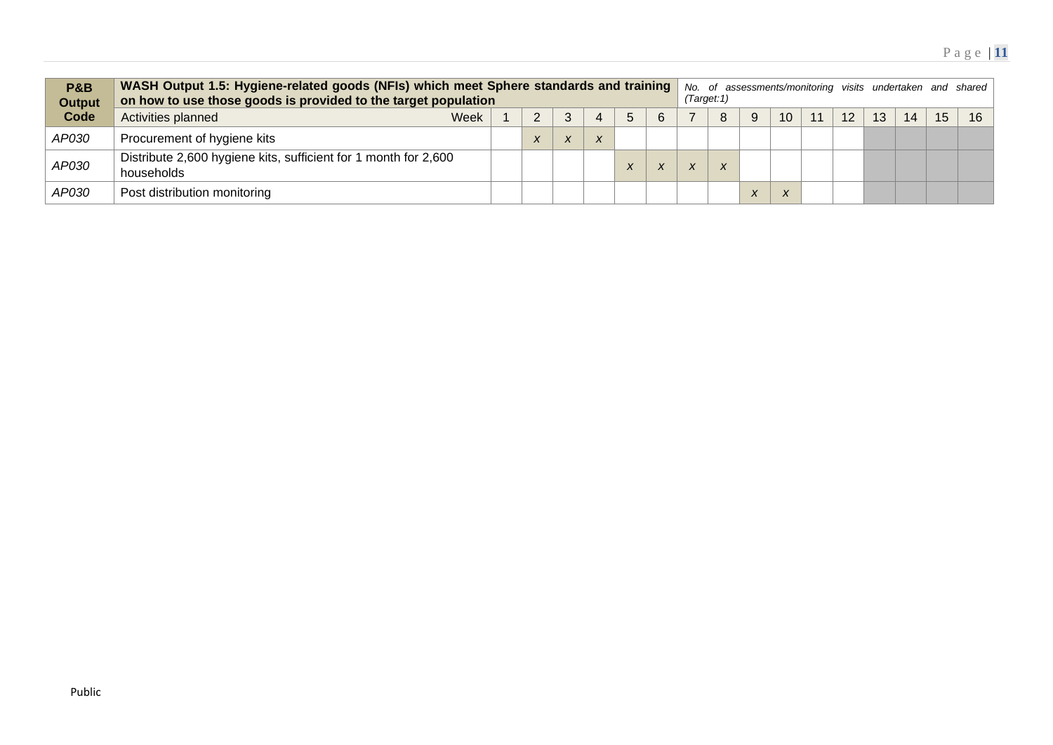| P&B Output Code | WASH Output 1.5: Hygiene-related goods (NFIs) which meet Sphere standards and training on how to use those goods is provided to the target population | | | | | | | | *No. of assessments/monitoring visits undertaken and shared (Target:1)* | | | | | | | | |
|---|---|---|---|---|---|---|---|---|---|---|---|---|---|---|---|---|---|
| | Activities planned | Week | | | | | | | | | | | | | | | |
| | | 1 | 2 | 3 | 4 | 5 | 6 | 7 | 8 | 9 | 10 | 11 | 12 | 13 | 14 | 15 | 16 |
| *AP030* | Procurement of hygiene kits | | *x* | *x* | *x* | | | | | | | | | | | | |
| *AP030* | Distribute 2,600 hygiene kits, sufficient for 1 month for 2,600 households | | | | | *x* | *x* | *x* | *x* | | | | | | | | |
| *AP030* | Post distribution monitoring | | | | | | | | | *x* | *x* | | | | | | |

Public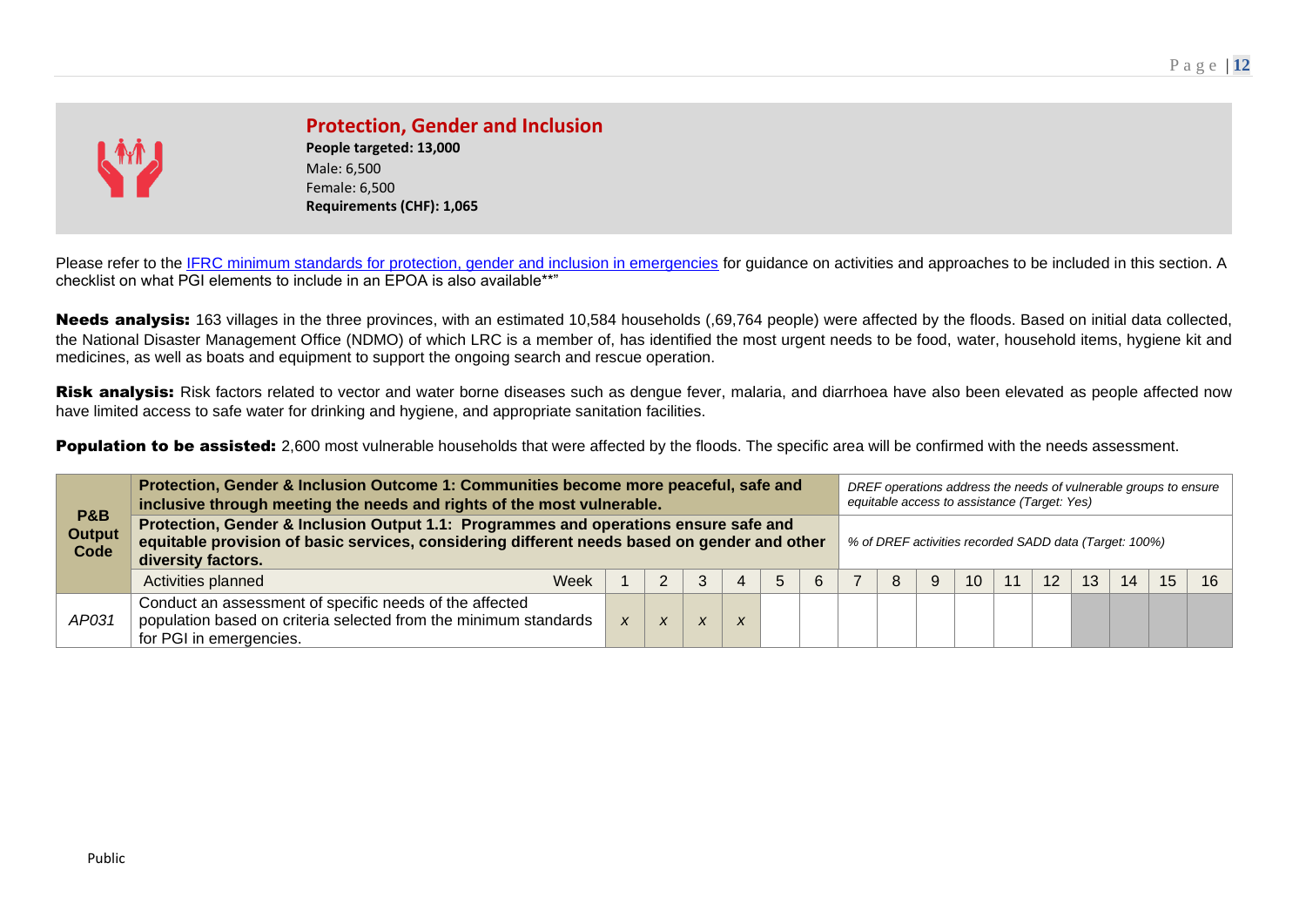## Protection, Gender and Inclusion

**People targeted: 13,000**
Male: 6,500
Female: 6,500
**Requirements (CHF): 1,065**

Please refer to the [IFRC minimum standards for protection, gender and inclusion in emergencies](#) for guidance on activities and approaches to be included in this section. A checklist on what PGI elements to include in an EPOA is also available**"

**Needs analysis:** 163 villages in the three provinces, with an estimated 10,584 households (,69,764 people) were affected by the floods. Based on initial data collected, the National Disaster Management Office (NDMO) of which LRC is a member of, has identified the most urgent needs to be food, water, household items, hygiene kit and medicines, as well as boats and equipment to support the ongoing search and rescue operation.

**Risk analysis:** Risk factors related to vector and water borne diseases such as dengue fever, malaria, and diarrhoea have also been elevated as people affected now have limited access to safe water for drinking and hygiene, and appropriate sanitation facilities.

**Population to be assisted:** 2,600 most vulnerable households that were affected by the floods. The specific area will be confirmed with the needs assessment.

| P&B Output Code | **Protection, Gender & Inclusion Outcome 1: Communities become more peaceful, safe and inclusive through meeting the needs and rights of the most vulnerable.** | | | | | | | *DREF operations address the needs of vulnerable groups to ensure equitable access to assistance (Target: Yes)* | | | | | | | | | |
|---|---|---|---|---|---|---|---|---|---|---|---|---|---|---|---|---|---|
| | **Protection, Gender & Inclusion Output 1.1: Programmes and operations ensure safe and equitable provision of basic services, considering different needs based on gender and other diversity factors.** | | | | | | | *% of DREF activities recorded SADD data (Target: 100%)* | | | | | | | | | |
| | Activities planned | Week | 1 | 2 | 3 | 4 | 5 | 6 | 7 | 8 | 9 | 10 | 11 | 12 | 13 | 14 | 15 | 16 |
| *AP031* | Conduct an assessment of specific needs of the affected population based on criteria selected from the minimum standards for PGI in emergencies. | | x | x | x | x | | | | | | | | | | | | |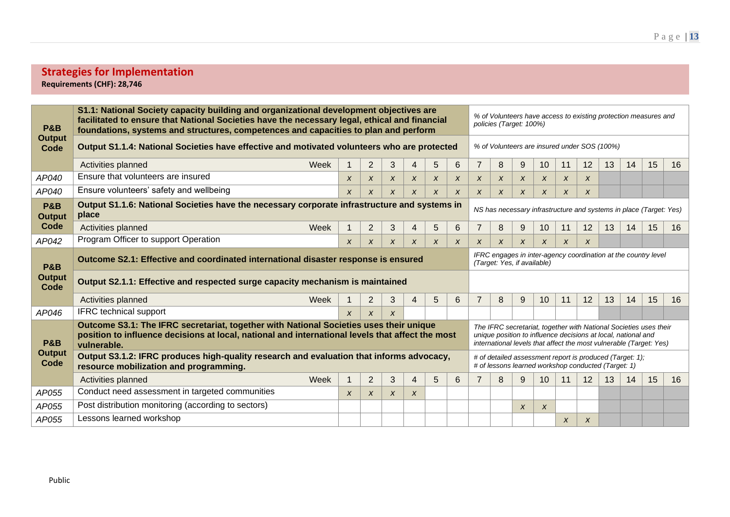## Strategies for Implementation

**Requirements (CHF): 28,746**

| P&B Output Code | S1.1: National Society capacity building and organizational development objectives are facilitated to ensure that National Societies have the necessary legal, ethical and financial foundations, systems and structures, competences and capacities to plan and perform | | | | | | | *% of Volunteers have access to existing protection measures and policies (Target: 100%)* | | | | | | | | | |
|---|---|---|---|---|---|---|---|---|---|---|---|---|---|---|---|---|---|
| | **Output S1.1.4: National Societies have effective and motivated volunteers who are protected** | | | | | | | *% of Volunteers are insured under SOS (100%)* | | | | | | | | | |
| | Activities planned Week | 1 | 2 | 3 | 4 | 5 | 6 | 7 | 8 | 9 | 10 | 11 | 12 | 13 | 14 | 15 | 16 |
| *AP040* | Ensure that volunteers are insured | x | x | x | x | x | x | x | x | x | x | x | x | | | | |
| *AP040* | Ensure volunteers' safety and wellbeing | x | x | x | x | x | x | x | x | x | x | x | x | | | | |
| **P&B Output Code** | **Output S1.1.6: National Societies have the necessary corporate infrastructure and systems in place** | | | | | | | *NS has necessary infrastructure and systems in place (Target: Yes)* | | | | | | | | | |
| | Activities planned Week | 1 | 2 | 3 | 4 | 5 | 6 | 7 | 8 | 9 | 10 | 11 | 12 | 13 | 14 | 15 | 16 |
| *AP042* | Program Officer to support Operation | x | x | x | x | x | x | x | x | x | x | x | x | | | | |
| **P&B Output Code** | **Outcome S2.1: Effective and coordinated international disaster response is ensured** | | | | | | | *IFRC engages in inter-agency coordination at the country level (Target: Yes, if available)* | | | | | | | | | |
| | **Output S2.1.1: Effective and respected surge capacity mechanism is maintained** | | | | | | | | | | | | | | | | |
| | Activities planned Week | 1 | 2 | 3 | 4 | 5 | 6 | 7 | 8 | 9 | 10 | 11 | 12 | 13 | 14 | 15 | 16 |
| *AP046* | IFRC technical support | x | x | x | | | | | | | | | | | | | |
| **P&B Output Code** | **Outcome S3.1: The IFRC secretariat, together with National Societies uses their unique position to influence decisions at local, national and international levels that affect the most vulnerable.** | | | | | | | *The IFRC secretariat, together with National Societies uses their unique position to influence decisions at local, national and international levels that affect the most vulnerable (Target: Yes)* | | | | | | | | | |
| | **Output S3.1.2: IFRC produces high-quality research and evaluation that informs advocacy, resource mobilization and programming.** | | | | | | | *# of detailed assessment report is produced (Target: 1); # of lessons learned workshop conducted (Target: 1)* | | | | | | | | | |
| | Activities planned Week | 1 | 2 | 3 | 4 | 5 | 6 | 7 | 8 | 9 | 10 | 11 | 12 | 13 | 14 | 15 | 16 |
| *AP055* | Conduct need assessment in targeted communities | x | x | x | x | | | | | | | | | | | | |
| *AP055* | Post distribution monitoring (according to sectors) | | | | | | | | | x | x | | | | | | |
| *AP055* | Lessons learned workshop | | | | | | | | | | | x | x | | | | |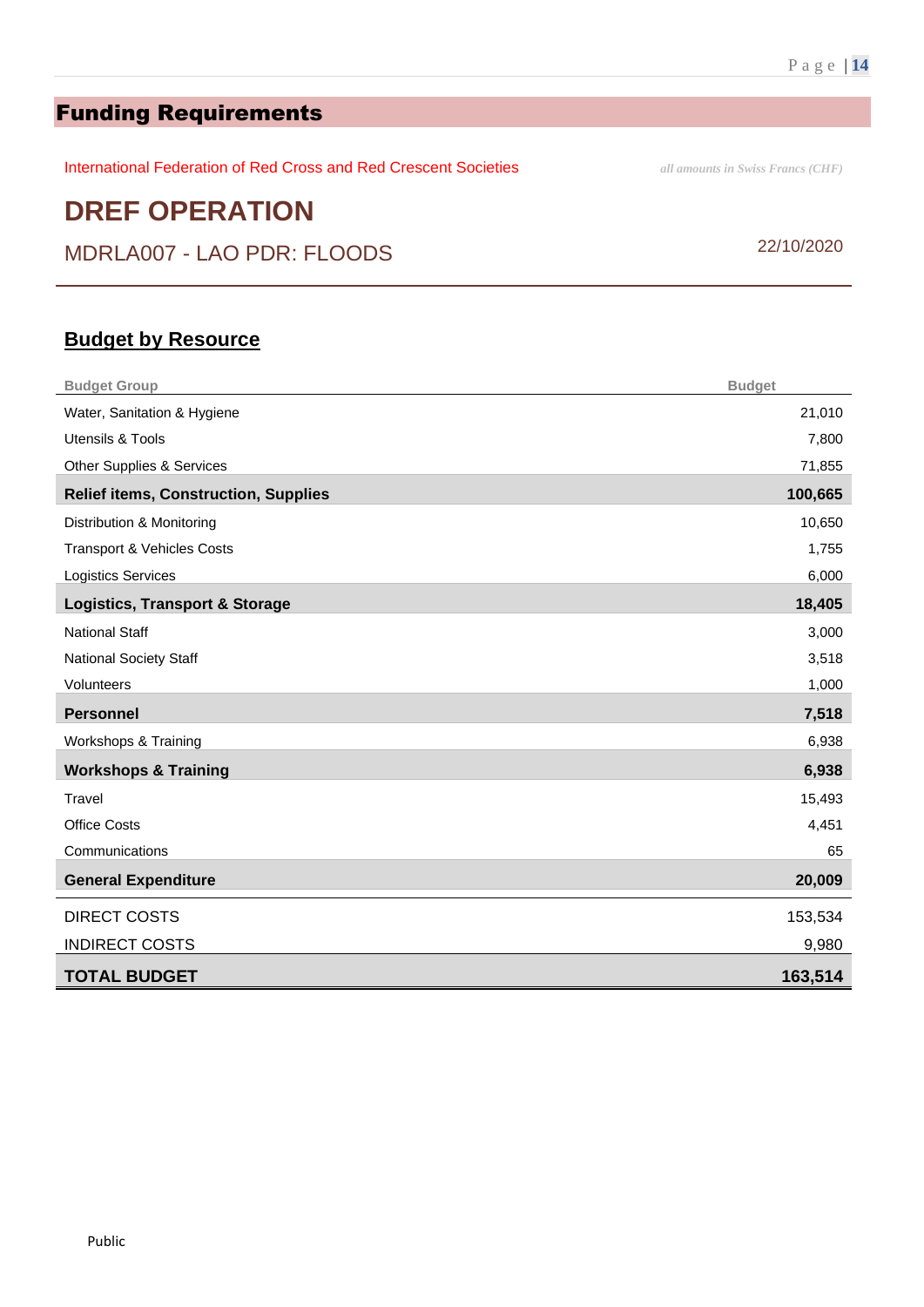# Funding Requirements

International Federation of Red Cross and Red Crescent Societies

*all amounts in Swiss Francs (CHF)*

## DREF OPERATION

MDRLA007 - LAO PDR: FLOODS

22/10/2020

### Budget by Resource

| Budget Group | Budget |
|---|---|
| Water, Sanitation & Hygiene | 21,010 |
| Utensils & Tools | 7,800 |
| Other Supplies & Services | 71,855 |
| **Relief items, Construction, Supplies** | **100,665** |
| Distribution & Monitoring | 10,650 |
| Transport & Vehicles Costs | 1,755 |
| Logistics Services | 6,000 |
| **Logistics, Transport & Storage** | **18,405** |
| National Staff | 3,000 |
| National Society Staff | 3,518 |
| Volunteers | 1,000 |
| **Personnel** | **7,518** |
| Workshops & Training | 6,938 |
| **Workshops & Training** | **6,938** |
| Travel | 15,493 |
| Office Costs | 4,451 |
| Communications | 65 |
| **General Expenditure** | **20,009** |
| DIRECT COSTS | 153,534 |
| INDIRECT COSTS | 9,980 |
| **TOTAL BUDGET** | **163,514** |

Public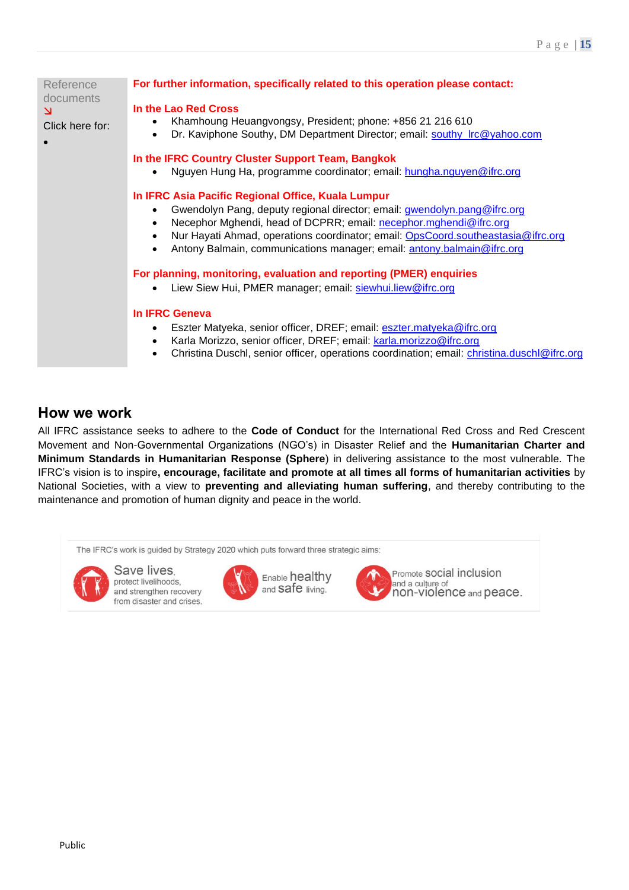Reference documents
↘
Click here for:

•

**For further information, specifically related to this operation please contact:**

**In the Lao Red Cross**

- Khamhoung Heuangvongsy, President; phone: +856 21 216 610
- Dr. Kaviphone Southy, DM Department Director; email: southy_lrc@yahoo.com

**In the IFRC Country Cluster Support Team, Bangkok**

- Nguyen Hung Ha, programme coordinator; email: hungha.nguyen@ifrc.org

**In IFRC Asia Pacific Regional Office, Kuala Lumpur**

- Gwendolyn Pang, deputy regional director; email: gwendolyn.pang@ifrc.org
- Necephor Mghendi, head of DCPRR; email: necephor.mghendi@ifrc.org
- Nur Hayati Ahmad, operations coordinator; email: OpsCoord.southeastasia@ifrc.org
- Antony Balmain, communications manager; email: antony.balmain@ifrc.org

**For planning, monitoring, evaluation and reporting (PMER) enquiries**

- Liew Siew Hui, PMER manager; email: siewhui.liew@ifrc.org

**In IFRC Geneva**

- Eszter Matyeka, senior officer, DREF; email: eszter.matyeka@ifrc.org
- Karla Morizzo, senior officer, DREF; email: karla.morizzo@ifrc.org
- Christina Duschl, senior officer, operations coordination; email: christina.duschl@ifrc.org

## How we work

All IFRC assistance seeks to adhere to the **Code of Conduct** for the International Red Cross and Red Crescent Movement and Non-Governmental Organizations (NGO's) in Disaster Relief and the **Humanitarian Charter and Minimum Standards in Humanitarian Response (Sphere**) in delivering assistance to the most vulnerable. The IFRC's vision is to inspire**, encourage, facilitate and promote at all times all forms of humanitarian activities** by National Societies, with a view to **preventing and alleviating human suffering**, and thereby contributing to the maintenance and promotion of human dignity and peace in the world.

The IFRC's work is guided by Strategy 2020 which puts forward three strategic aims:

Save lives, protect livelihoods, and strengthen recovery from disaster and crises.

Enable healthy and safe living.

Promote social inclusion and a culture of non-violence and peace.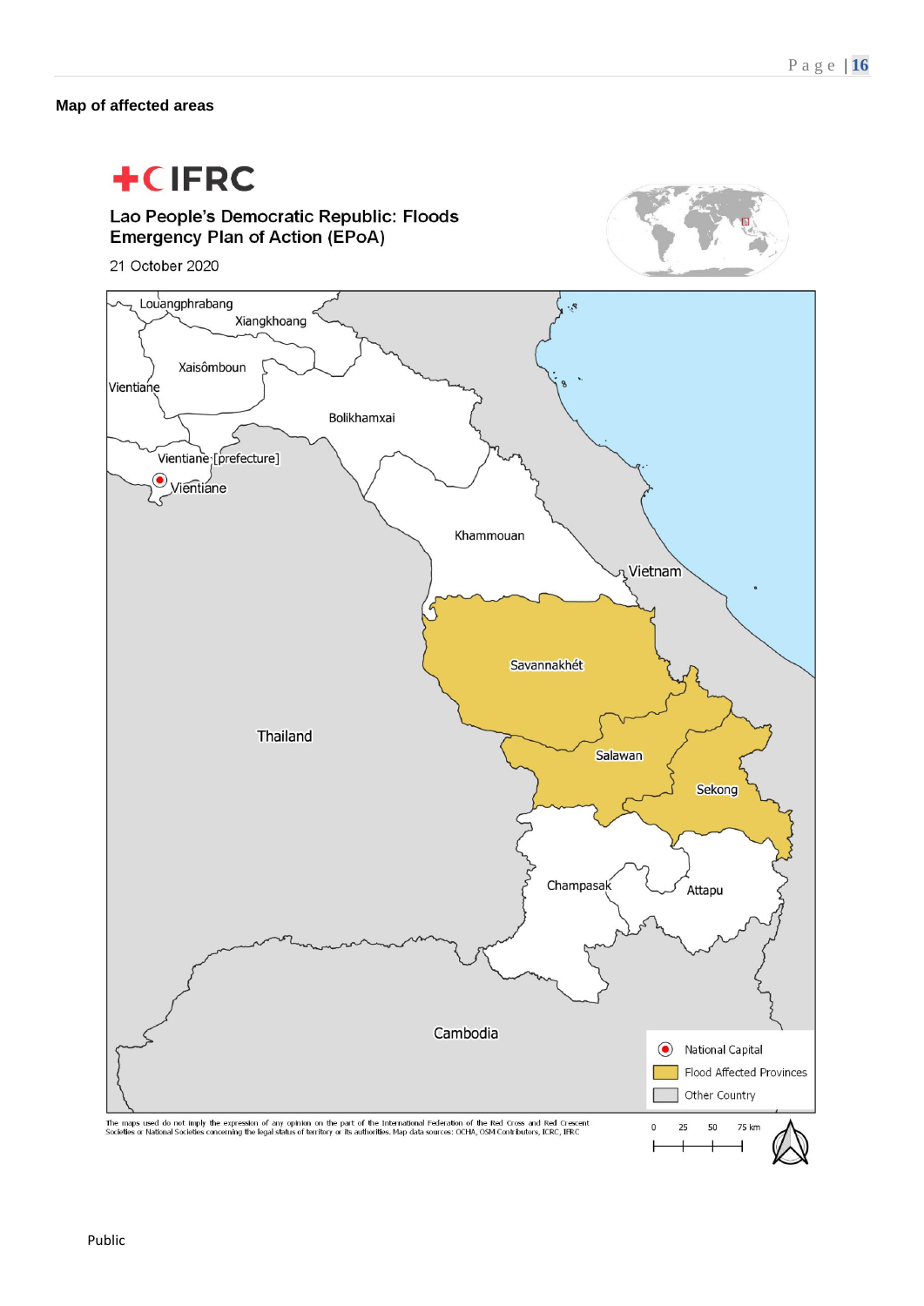**Map of affected areas**

IFRC

Lao People's Democratic Republic: Floods
Emergency Plan of Action (EPoA)

21 October 2020

Louangphrabang
Xiangkhoang
Xaisômboun
Vientiane
Bolikhamxai
Vientiane [prefecture]
Vientiane
Khammouan
Vietnam
Savannakhét
Thailand
Salawan
Sekong
Champasak
Attapu
Cambodia

National Capital
Flood Affected Provinces
Other Country

The maps used do not imply the expression of any opinion on the part of the International Federation of the Red Cross and Red Crescent Societies or National Societies concerning the legal status of territory or its authorities. Map data sources: OCHA, OSM Contributors, ICRC, IFRC

0 25 50 75 km

Public